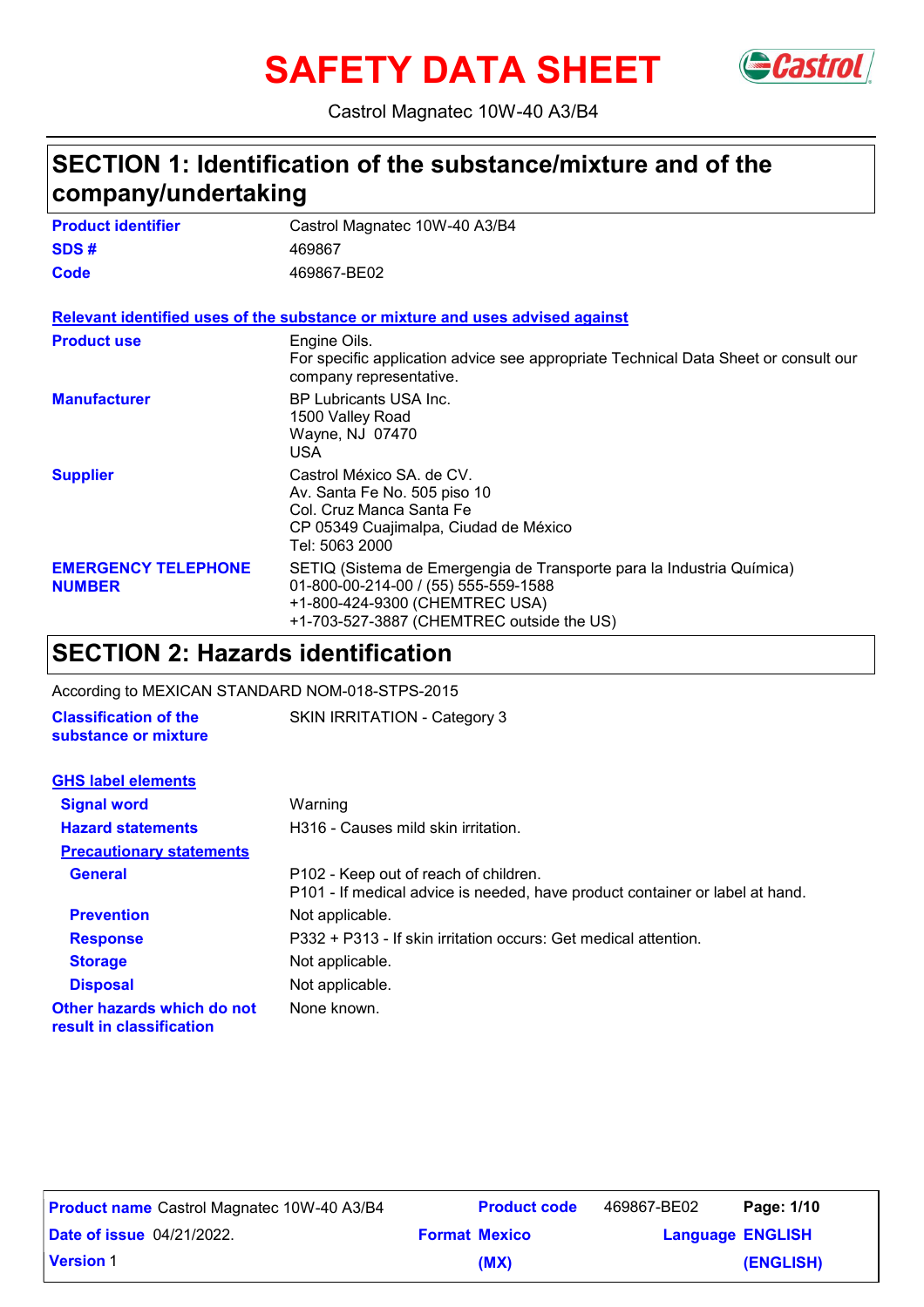# SAFETY DATA SHEET

Castrol Magnatec 10W-40 A3/B4

## SECTION 1: Identification of the substance/mixture and of the company/undertaking

| | |
|---|---|
| **Product identifier** | Castrol Magnatec 10W-40 A3/B4 |
| **SDS #** | 469867 |
| **Code** | 469867-BE02 |

**Relevant identified uses of the substance or mixture and uses advised against**

| | |
|---|---|
| **Product use** | Engine Oils.<br>For specific application advice see appropriate Technical Data Sheet or consult our company representative. |
| **Manufacturer** | BP Lubricants USA Inc.<br>1500 Valley Road<br>Wayne, NJ 07470<br>USA |
| **Supplier** | Castrol México SA. de CV.<br>Av. Santa Fe No. 505 piso 10<br>Col. Cruz Manca Santa Fe<br>CP 05349 Cuajimalpa, Ciudad de México<br>Tel: 5063 2000 |
| **EMERGENCY TELEPHONE NUMBER** | SETIQ (Sistema de Emergengia de Transporte para la Industria Química)<br>01-800-00-214-00 / (55) 555-559-1588<br>+1-800-424-9300 (CHEMTREC USA)<br>+1-703-527-3887 (CHEMTREC outside the US) |

## SECTION 2: Hazards identification

According to MEXICAN STANDARD NOM-018-STPS-2015

| | |
|---|---|
| **Classification of the substance or mixture** | SKIN IRRITATION - Category 3 |

**GHS label elements**

| | |
|---|---|
| **Signal word** | Warning |
| **Hazard statements** | H316 - Causes mild skin irritation. |

**Precautionary statements**

| | |
|---|---|
| **General** | P102 - Keep out of reach of children.<br>P101 - If medical advice is needed, have product container or label at hand. |
| **Prevention** | Not applicable. |
| **Response** | P332 + P313 - If skin irritation occurs: Get medical attention. |
| **Storage** | Not applicable. |
| **Disposal** | Not applicable. |
| **Other hazards which do not result in classification** | None known. |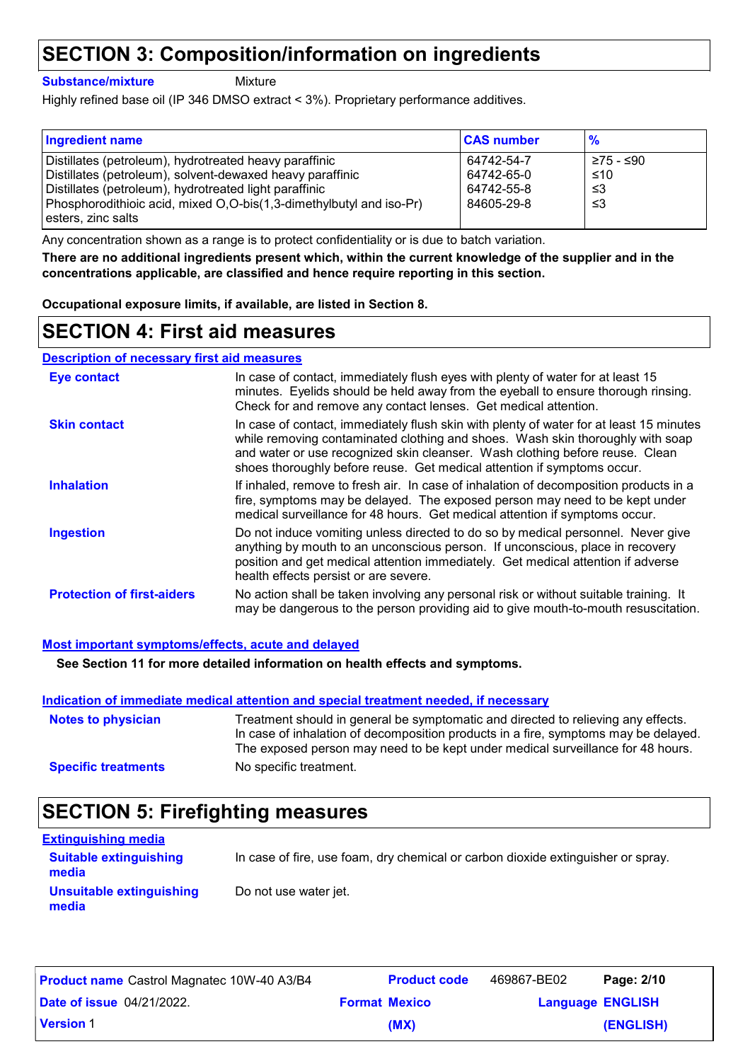## SECTION 3: Composition/information on ingredients

**Substance/mixture** Mixture

Highly refined base oil (IP 346 DMSO extract < 3%). Proprietary performance additives.

| Ingredient name | CAS number | % |
|---|---|---|
| Distillates (petroleum), hydrotreated heavy paraffinic | 64742-54-7 | ≥75 - ≤90 |
| Distillates (petroleum), solvent-dewaxed heavy paraffinic | 64742-65-0 | ≤10 |
| Distillates (petroleum), hydrotreated light paraffinic | 64742-55-8 | ≤3 |
| Phosphorodithioic acid, mixed O,O-bis(1,3-dimethylbutyl and iso-Pr) esters, zinc salts | 84605-29-8 | ≤3 |

Any concentration shown as a range is to protect confidentiality or is due to batch variation.

**There are no additional ingredients present which, within the current knowledge of the supplier and in the concentrations applicable, are classified and hence require reporting in this section.**

**Occupational exposure limits, if available, are listed in Section 8.**

## SECTION 4: First aid measures

### Description of necessary first aid measures

**Eye contact**
In case of contact, immediately flush eyes with plenty of water for at least 15 minutes. Eyelids should be held away from the eyeball to ensure thorough rinsing. Check for and remove any contact lenses. Get medical attention.

**Skin contact**
In case of contact, immediately flush skin with plenty of water for at least 15 minutes while removing contaminated clothing and shoes. Wash skin thoroughly with soap and water or use recognized skin cleanser. Wash clothing before reuse. Clean shoes thoroughly before reuse. Get medical attention if symptoms occur.

**Inhalation**
If inhaled, remove to fresh air. In case of inhalation of decomposition products in a fire, symptoms may be delayed. The exposed person may need to be kept under medical surveillance for 48 hours. Get medical attention if symptoms occur.

**Ingestion**
Do not induce vomiting unless directed to do so by medical personnel. Never give anything by mouth to an unconscious person. If unconscious, place in recovery position and get medical attention immediately. Get medical attention if adverse health effects persist or are severe.

**Protection of first-aiders**
No action shall be taken involving any personal risk or without suitable training. It may be dangerous to the person providing aid to give mouth-to-mouth resuscitation.

### Most important symptoms/effects, acute and delayed

**See Section 11 for more detailed information on health effects and symptoms.**

### Indication of immediate medical attention and special treatment needed, if necessary

**Notes to physician**
Treatment should in general be symptomatic and directed to relieving any effects. In case of inhalation of decomposition products in a fire, symptoms may be delayed. The exposed person may need to be kept under medical surveillance for 48 hours.

**Specific treatments**
No specific treatment.

## SECTION 5: Firefighting measures

### Extinguishing media

**Suitable extinguishing media**
In case of fire, use foam, dry chemical or carbon dioxide extinguisher or spray.

**Unsuitable extinguishing media**
Do not use water jet.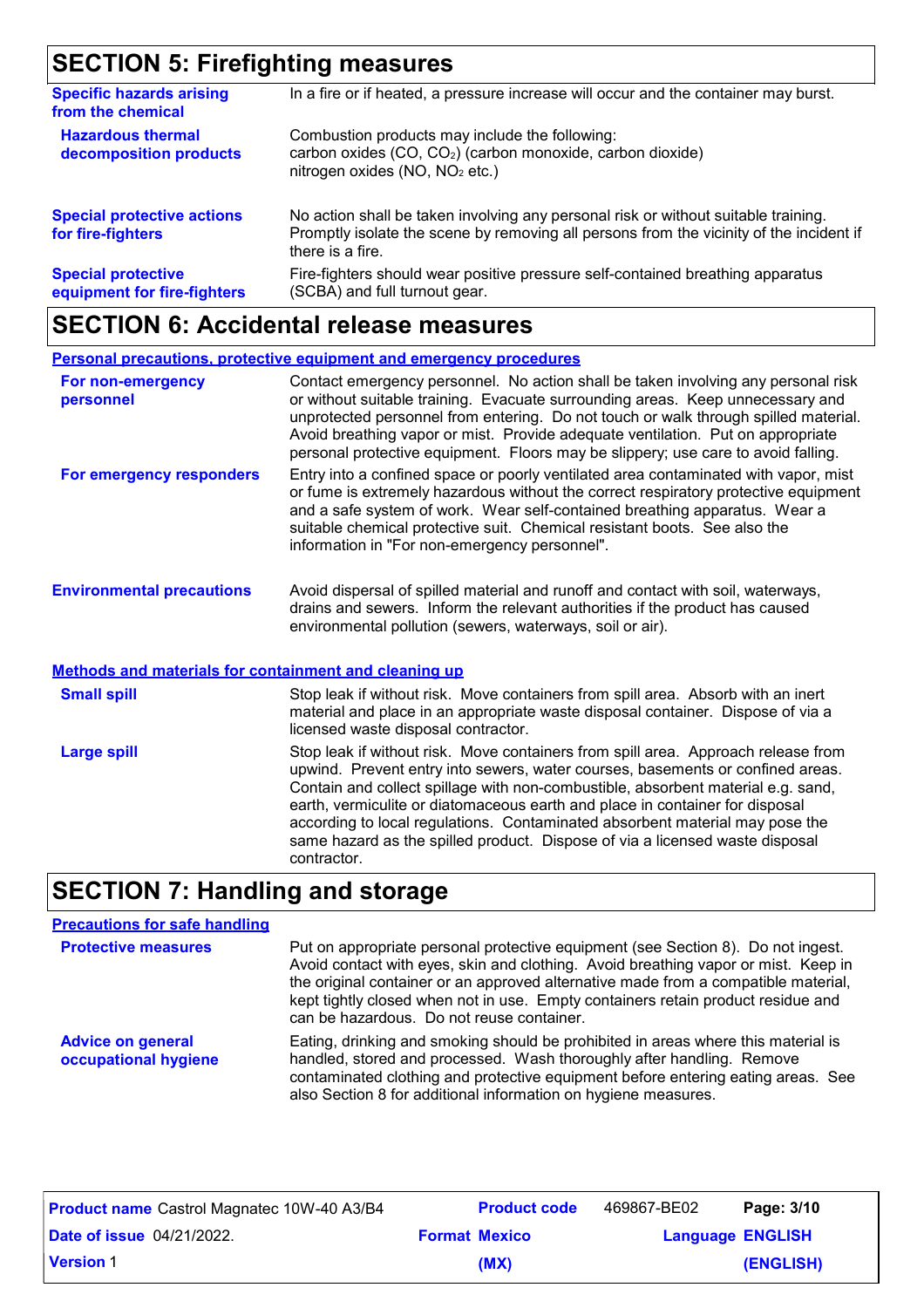## SECTION 5: Firefighting measures

**Specific hazards arising from the chemical**
In a fire or if heated, a pressure increase will occur and the container may burst.

**Hazardous thermal decomposition products**
Combustion products may include the following:
carbon oxides ($CO$, $CO_2$) (carbon monoxide, carbon dioxide)
nitrogen oxides ($NO$, $NO_2$ etc.)

**Special protective actions for fire-fighters**
No action shall be taken involving any personal risk or without suitable training. Promptly isolate the scene by removing all persons from the vicinity of the incident if there is a fire.

**Special protective equipment for fire-fighters**
Fire-fighters should wear positive pressure self-contained breathing apparatus (SCBA) and full turnout gear.

## SECTION 6: Accidental release measures

### Personal precautions, protective equipment and emergency procedures

**For non-emergency personnel**
Contact emergency personnel. No action shall be taken involving any personal risk or without suitable training. Evacuate surrounding areas. Keep unnecessary and unprotected personnel from entering. Do not touch or walk through spilled material. Avoid breathing vapor or mist. Provide adequate ventilation. Put on appropriate personal protective equipment. Floors may be slippery; use care to avoid falling.

**For emergency responders**
Entry into a confined space or poorly ventilated area contaminated with vapor, mist or fume is extremely hazardous without the correct respiratory protective equipment and a safe system of work. Wear self-contained breathing apparatus. Wear a suitable chemical protective suit. Chemical resistant boots. See also the information in "For non-emergency personnel".

**Environmental precautions**
Avoid dispersal of spilled material and runoff and contact with soil, waterways, drains and sewers. Inform the relevant authorities if the product has caused environmental pollution (sewers, waterways, soil or air).

### Methods and materials for containment and cleaning up

**Small spill**
Stop leak if without risk. Move containers from spill area. Absorb with an inert material and place in an appropriate waste disposal container. Dispose of via a licensed waste disposal contractor.

**Large spill**
Stop leak if without risk. Move containers from spill area. Approach release from upwind. Prevent entry into sewers, water courses, basements or confined areas. Contain and collect spillage with non-combustible, absorbent material e.g. sand, earth, vermiculite or diatomaceous earth and place in container for disposal according to local regulations. Contaminated absorbent material may pose the same hazard as the spilled product. Dispose of via a licensed waste disposal contractor.

## SECTION 7: Handling and storage

### Precautions for safe handling

**Protective measures**
Put on appropriate personal protective equipment (see Section 8). Do not ingest. Avoid contact with eyes, skin and clothing. Avoid breathing vapor or mist. Keep in the original container or an approved alternative made from a compatible material, kept tightly closed when not in use. Empty containers retain product residue and can be hazardous. Do not reuse container.

**Advice on general occupational hygiene**
Eating, drinking and smoking should be prohibited in areas where this material is handled, stored and processed. Wash thoroughly after handling. Remove contaminated clothing and protective equipment before entering eating areas. See also Section 8 for additional information on hygiene measures.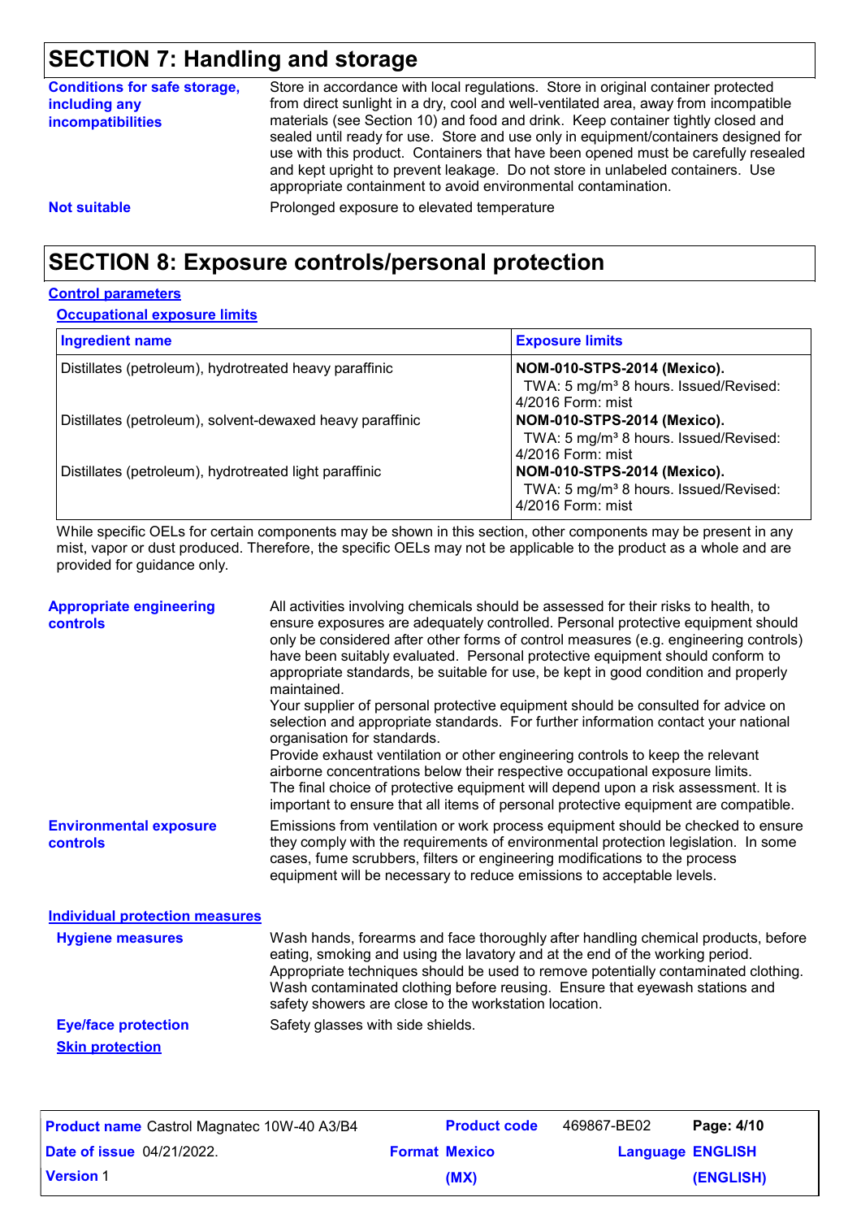## SECTION 7: Handling and storage

**Conditions for safe storage, including any incompatibilities**

Store in accordance with local regulations. Store in original container protected from direct sunlight in a dry, cool and well-ventilated area, away from incompatible materials (see Section 10) and food and drink. Keep container tightly closed and sealed until ready for use. Store and use only in equipment/containers designed for use with this product. Containers that have been opened must be carefully resealed and kept upright to prevent leakage. Do not store in unlabeled containers. Use appropriate containment to avoid environmental contamination.

**Not suitable**

Prolonged exposure to elevated temperature

## SECTION 8: Exposure controls/personal protection

### Control parameters

#### Occupational exposure limits

| Ingredient name | Exposure limits |
|---|---|
| Distillates (petroleum), hydrotreated heavy paraffinic | **NOM-010-STPS-2014 (Mexico).** TWA: 5 mg/m³ 8 hours. Issued/Revised: 4/2016 Form: mist |
| Distillates (petroleum), solvent-dewaxed heavy paraffinic | **NOM-010-STPS-2014 (Mexico).** TWA: 5 mg/m³ 8 hours. Issued/Revised: 4/2016 Form: mist |
| Distillates (petroleum), hydrotreated light paraffinic | **NOM-010-STPS-2014 (Mexico).** TWA: 5 mg/m³ 8 hours. Issued/Revised: 4/2016 Form: mist |

While specific OELs for certain components may be shown in this section, other components may be present in any mist, vapor or dust produced. Therefore, the specific OELs may not be applicable to the product as a whole and are provided for guidance only.

**Appropriate engineering controls**

All activities involving chemicals should be assessed for their risks to health, to ensure exposures are adequately controlled. Personal protective equipment should only be considered after other forms of control measures (e.g. engineering controls) have been suitably evaluated. Personal protective equipment should conform to appropriate standards, be suitable for use, be kept in good condition and properly maintained.
Your supplier of personal protective equipment should be consulted for advice on selection and appropriate standards. For further information contact your national organisation for standards.
Provide exhaust ventilation or other engineering controls to keep the relevant airborne concentrations below their respective occupational exposure limits.
The final choice of protective equipment will depend upon a risk assessment. It is important to ensure that all items of personal protective equipment are compatible.

**Environmental exposure controls**

Emissions from ventilation or work process equipment should be checked to ensure they comply with the requirements of environmental protection legislation. In some cases, fume scrubbers, filters or engineering modifications to the process equipment will be necessary to reduce emissions to acceptable levels.

### Individual protection measures

**Hygiene measures**

Wash hands, forearms and face thoroughly after handling chemical products, before eating, smoking and using the lavatory and at the end of the working period. Appropriate techniques should be used to remove potentially contaminated clothing. Wash contaminated clothing before reusing. Ensure that eyewash stations and safety showers are close to the workstation location.

**Eye/face protection**

Safety glasses with side shields.

#### Skin protection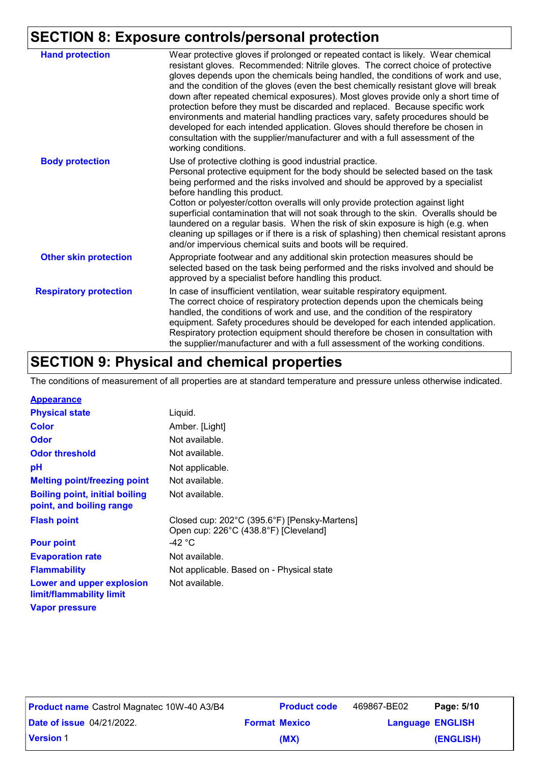## SECTION 8: Exposure controls/personal protection

| | |
|---|---|
| **Hand protection** | Wear protective gloves if prolonged or repeated contact is likely. Wear chemical resistant gloves. Recommended: Nitrile gloves. The correct choice of protective gloves depends upon the chemicals being handled, the conditions of work and use, and the condition of the gloves (even the best chemically resistant glove will break down after repeated chemical exposures). Most gloves provide only a short time of protection before they must be discarded and replaced. Because specific work environments and material handling practices vary, safety procedures should be developed for each intended application. Gloves should therefore be chosen in consultation with the supplier/manufacturer and with a full assessment of the working conditions. |
| **Body protection** | Use of protective clothing is good industrial practice. Personal protective equipment for the body should be selected based on the task being performed and the risks involved and should be approved by a specialist before handling this product. Cotton or polyester/cotton overalls will only provide protection against light superficial contamination that will not soak through to the skin. Overalls should be laundered on a regular basis. When the risk of skin exposure is high (e.g. when cleaning up spillages or if there is a risk of splashing) then chemical resistant aprons and/or impervious chemical suits and boots will be required. |
| **Other skin protection** | Appropriate footwear and any additional skin protection measures should be selected based on the task being performed and the risks involved and should be approved by a specialist before handling this product. |
| **Respiratory protection** | In case of insufficient ventilation, wear suitable respiratory equipment. The correct choice of respiratory protection depends upon the chemicals being handled, the conditions of work and use, and the condition of the respiratory equipment. Safety procedures should be developed for each intended application. Respiratory protection equipment should therefore be chosen in consultation with the supplier/manufacturer and with a full assessment of the working conditions. |

## SECTION 9: Physical and chemical properties

The conditions of measurement of all properties are at standard temperature and pressure unless otherwise indicated.

**Appearance**

| | |
|---|---|
| **Physical state** | Liquid. |
| **Color** | Amber. [Light] |
| **Odor** | Not available. |
| **Odor threshold** | Not available. |
| **pH** | Not applicable. |
| **Melting point/freezing point** | Not available. |
| **Boiling point, initial boiling point, and boiling range** | Not available. |
| **Flash point** | Closed cup: 202°C (395.6°F) [Pensky-Martens]<br>Open cup: 226°C (438.8°F) [Cleveland] |
| **Pour point** | -42 °C |
| **Evaporation rate** | Not available. |
| **Flammability** | Not applicable. Based on - Physical state |
| **Lower and upper explosion limit/flammability limit** | Not available. |
| **Vapor pressure** | |

**Product name** Castrol Magnatec 10W-40 A3/B4 | **Product code** 469867-BE02 | **Date of issue** 04/21/2022. | **Format** Mexico (MX) | **Language** ENGLISH (ENGLISH) | **Version** 1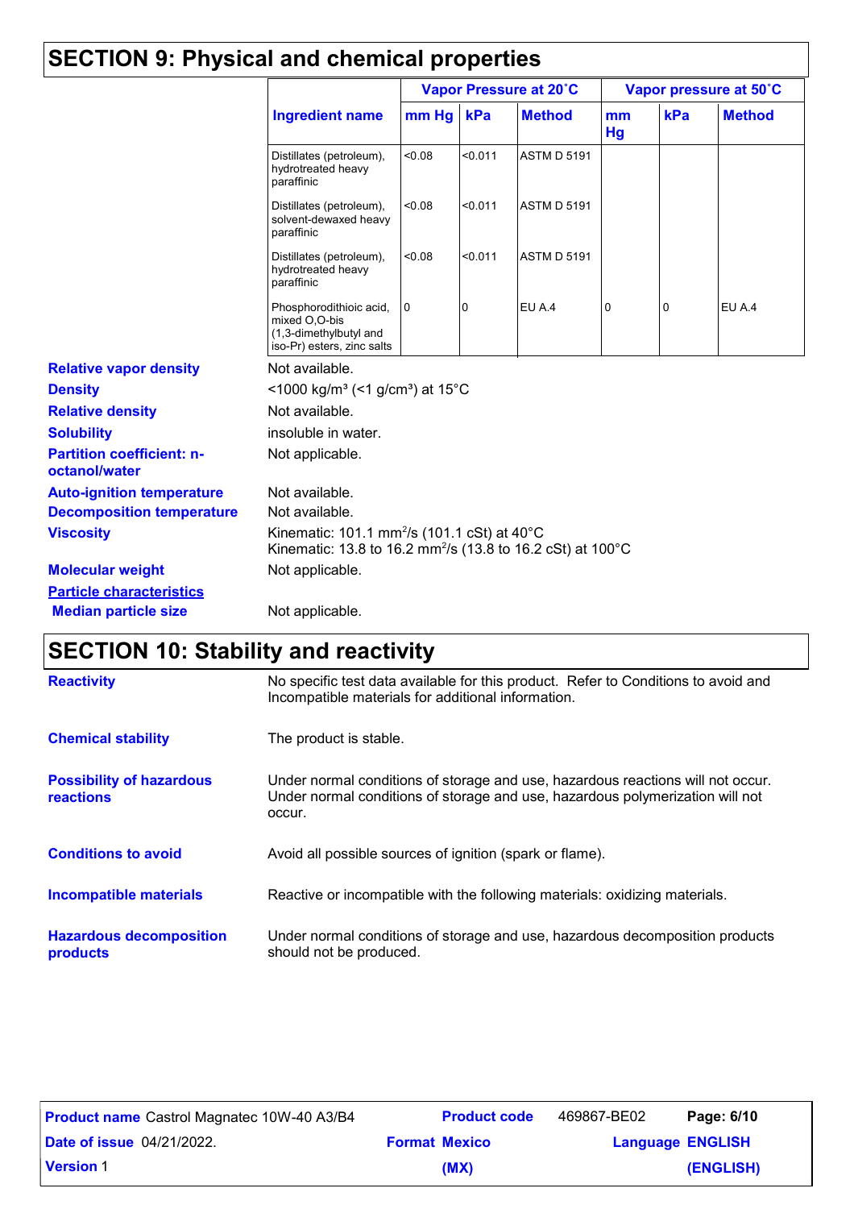## SECTION 9: Physical and chemical properties

| Ingredient name | Vapor Pressure at 20˚C | | | Vapor pressure at 50˚C | | |
|---|---|---|---|---|---|---|
| | mm Hg | kPa | Method | mm Hg | kPa | Method |
| Distillates (petroleum), hydrotreated heavy paraffinic | <0.08 | <0.011 | ASTM D 5191 | | | |
| Distillates (petroleum), solvent-dewaxed heavy paraffinic | <0.08 | <0.011 | ASTM D 5191 | | | |
| Distillates (petroleum), hydrotreated heavy paraffinic | <0.08 | <0.011 | ASTM D 5191 | | | |
| Phosphorodithioic acid, mixed O,O-bis (1,3-dimethylbutyl and iso-Pr) esters, zinc salts | 0 | 0 | EU A.4 | 0 | 0 | EU A.4 |

**Relative vapor density** Not available.

**Density** <1000 kg/m³ (<1 g/cm³) at 15°C

**Relative density** Not available.

**Solubility** insoluble in water.

**Partition coefficient: n-octanol/water** Not applicable.

**Auto-ignition temperature** Not available.

**Decomposition temperature** Not available.

**Viscosity** Kinematic: 101.1 $mm^2/s$ (101.1 cSt) at 40°C
Kinematic: 13.8 to 16.2 $mm^2/s$ (13.8 to 16.2 cSt) at 100°C

**Molecular weight** Not applicable.

**Particle characteristics**

**Median particle size** Not applicable.

## SECTION 10: Stability and reactivity

**Reactivity** No specific test data available for this product. Refer to Conditions to avoid and Incompatible materials for additional information.

**Chemical stability** The product is stable.

**Possibility of hazardous reactions** Under normal conditions of storage and use, hazardous reactions will not occur. Under normal conditions of storage and use, hazardous polymerization will not occur.

**Conditions to avoid** Avoid all possible sources of ignition (spark or flame).

**Incompatible materials** Reactive or incompatible with the following materials: oxidizing materials.

**Hazardous decomposition products** Under normal conditions of storage and use, hazardous decomposition products should not be produced.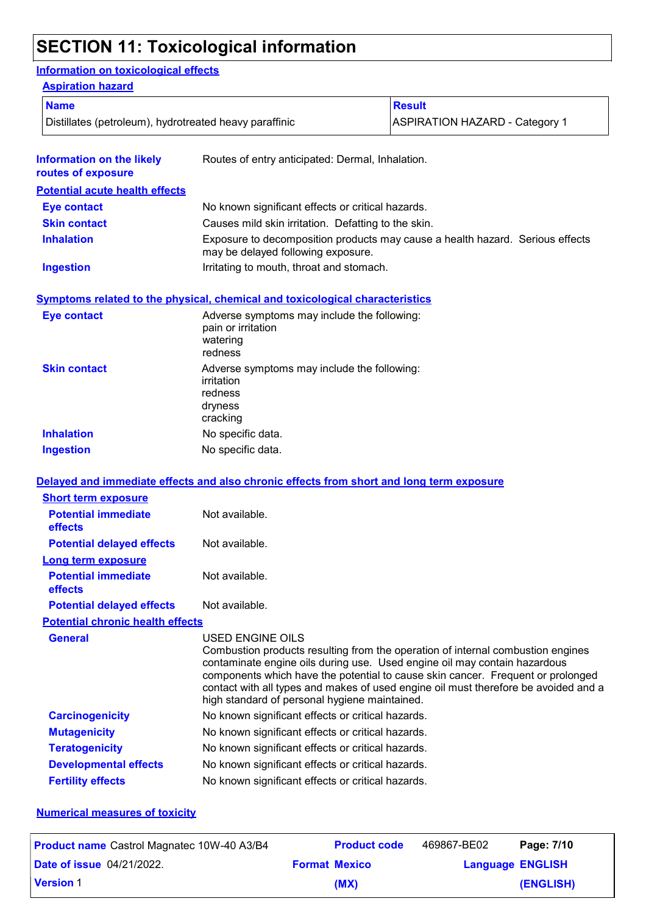# SECTION 11: Toxicological information

## Information on toxicological effects

### Aspiration hazard

| Name | Result |
|---|---|
| Distillates (petroleum), hydrotreated heavy paraffinic | ASPIRATION HAZARD - Category 1 |

**Information on the likely routes of exposure**: Routes of entry anticipated: Dermal, Inhalation.

### Potential acute health effects

**Eye contact**: No known significant effects or critical hazards.

**Skin contact**: Causes mild skin irritation. Defatting to the skin.

**Inhalation**: Exposure to decomposition products may cause a health hazard. Serious effects may be delayed following exposure.

**Ingestion**: Irritating to mouth, throat and stomach.

### Symptoms related to the physical, chemical and toxicological characteristics

**Eye contact**: Adverse symptoms may include the following:
pain or irritation
watering
redness

**Skin contact**: Adverse symptoms may include the following:
irritation
redness
dryness
cracking

**Inhalation**: No specific data.

**Ingestion**: No specific data.

### Delayed and immediate effects and also chronic effects from short and long term exposure

#### Short term exposure

**Potential immediate effects**: Not available.

**Potential delayed effects**: Not available.

#### Long term exposure

**Potential immediate effects**: Not available.

**Potential delayed effects**: Not available.

#### Potential chronic health effects

**General**: USED ENGINE OILS
Combustion products resulting from the operation of internal combustion engines contaminate engine oils during use. Used engine oil may contain hazardous components which have the potential to cause skin cancer. Frequent or prolonged contact with all types and makes of used engine oil must therefore be avoided and a high standard of personal hygiene maintained.

**Carcinogenicity**: No known significant effects or critical hazards.

**Mutagenicity**: No known significant effects or critical hazards.

**Teratogenicity**: No known significant effects or critical hazards.

**Developmental effects**: No known significant effects or critical hazards.

**Fertility effects**: No known significant effects or critical hazards.

### Numerical measures of toxicity

| **Product name** Castrol Magnatec 10W-40 A3/B4 | **Product code** | 469867-BE02 | **Page: 7/10** |
|---|---|---|---|
| **Date of issue** 04/21/2022. | **Format Mexico (MX)** | | **Language ENGLISH (ENGLISH)** |
| **Version** 1 | | | |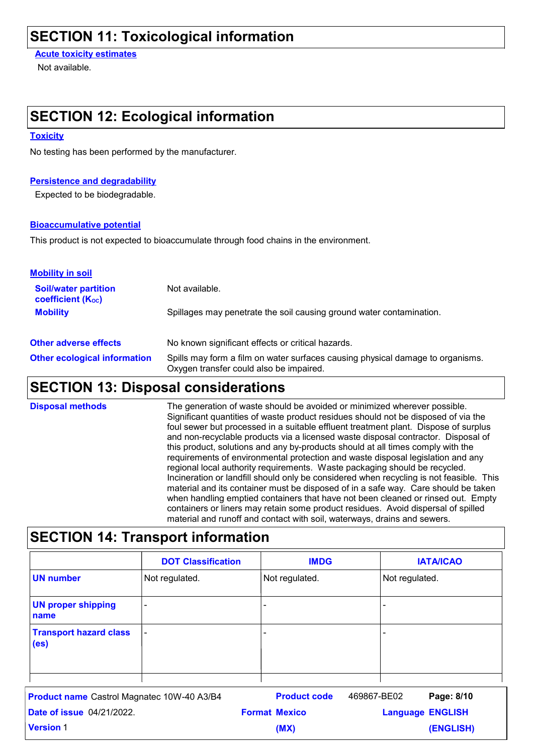## SECTION 11: Toxicological information

**Acute toxicity estimates**

Not available.

## SECTION 12: Ecological information

**Toxicity**

No testing has been performed by the manufacturer.

**Persistence and degradability**

Expected to be biodegradable.

**Bioaccumulative potential**

This product is not expected to bioaccumulate through food chains in the environment.

**Mobility in soil**

**Soil/water partition coefficient ($K_{OC}$)**: Not available.

**Mobility**: Spillages may penetrate the soil causing ground water contamination.

**Other adverse effects**: No known significant effects or critical hazards.

**Other ecological information**: Spills may form a film on water surfaces causing physical damage to organisms. Oxygen transfer could also be impaired.

## SECTION 13: Disposal considerations

**Disposal methods**: The generation of waste should be avoided or minimized wherever possible. Significant quantities of waste product residues should not be disposed of via the foul sewer but processed in a suitable effluent treatment plant. Dispose of surplus and non-recyclable products via a licensed waste disposal contractor. Disposal of this product, solutions and any by-products should at all times comply with the requirements of environmental protection and waste disposal legislation and any regional local authority requirements. Waste packaging should be recycled. Incineration or landfill should only be considered when recycling is not feasible. This material and its container must be disposed of in a safe way. Care should be taken when handling emptied containers that have not been cleaned or rinsed out. Empty containers or liners may retain some product residues. Avoid dispersal of spilled material and runoff and contact with soil, waterways, drains and sewers.

## SECTION 14: Transport information

| | DOT Classification | IMDG | IATA/ICAO |
|---|---|---|---|
| UN number | Not regulated. | Not regulated. | Not regulated. |
| UN proper shipping name | - | - | - |
| Transport hazard class (es) | - | - | - |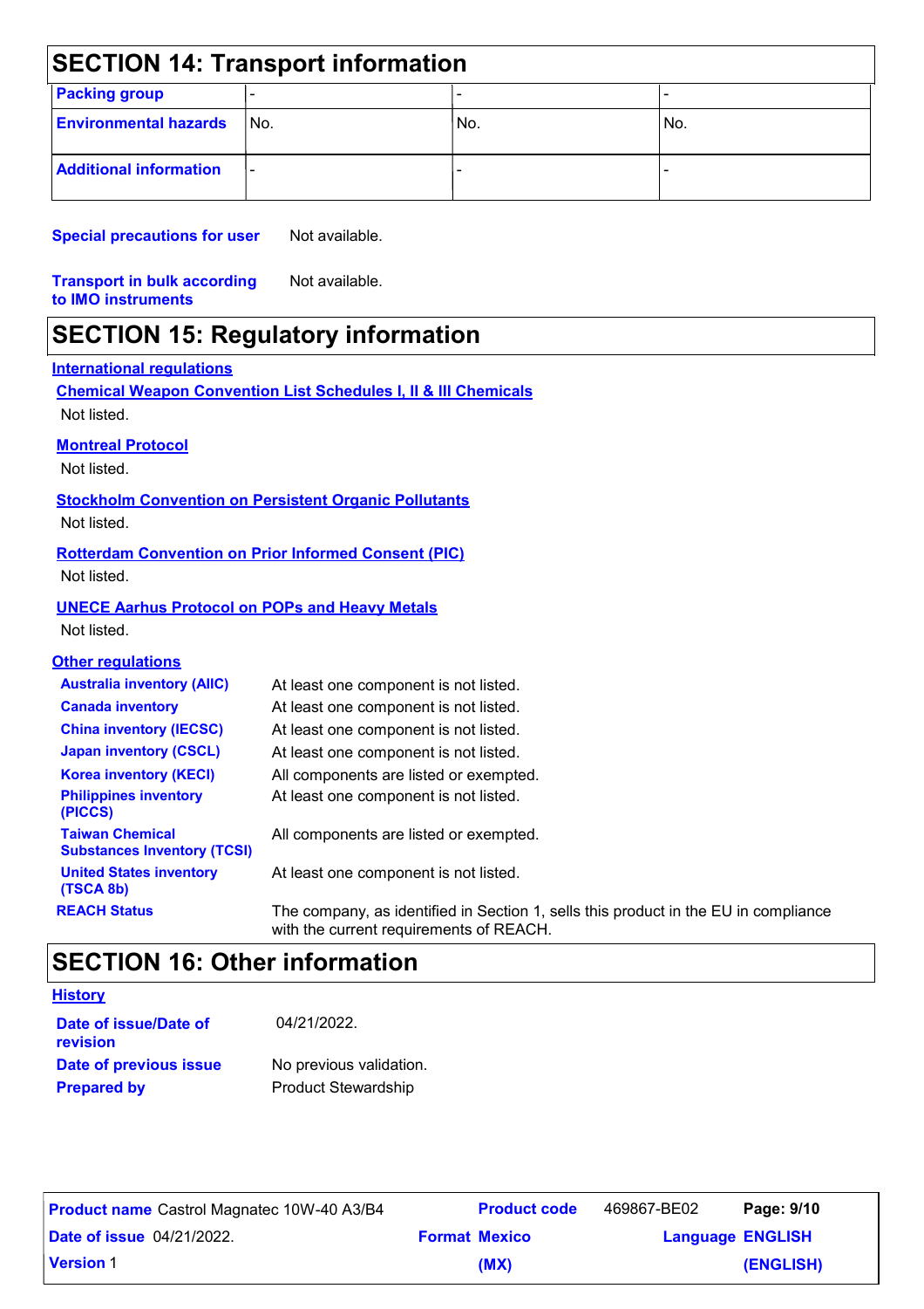## SECTION 14: Transport information

| Packing group | - | - | - |
|---|---|---|---|
| Environmental hazards | No. | No. | No. |
| Additional information | - | - | - |

**Special precautions for user** Not available.

**Transport in bulk according to IMO instruments** Not available.

## SECTION 15: Regulatory information

### International regulations

**Chemical Weapon Convention List Schedules I, II & III Chemicals**

Not listed.

**Montreal Protocol**

Not listed.

**Stockholm Convention on Persistent Organic Pollutants**

Not listed.

**Rotterdam Convention on Prior Informed Consent (PIC)**

Not listed.

**UNECE Aarhus Protocol on POPs and Heavy Metals**

Not listed.

### Other regulations

| | |
|---|---|
| **Australia inventory (AIIC)** | At least one component is not listed. |
| **Canada inventory** | At least one component is not listed. |
| **China inventory (IECSC)** | At least one component is not listed. |
| **Japan inventory (CSCL)** | At least one component is not listed. |
| **Korea inventory (KECI)** | All components are listed or exempted. |
| **Philippines inventory (PICCS)** | At least one component is not listed. |
| **Taiwan Chemical Substances Inventory (TCSI)** | All components are listed or exempted. |
| **United States inventory (TSCA 8b)** | At least one component is not listed. |
| **REACH Status** | The company, as identified in Section 1, sells this product in the EU in compliance with the current requirements of REACH. |

## SECTION 16: Other information

### History

| | |
|---|---|
| **Date of issue/Date of revision** | 04/21/2022. |
| **Date of previous issue** | No previous validation. |
| **Prepared by** | Product Stewardship |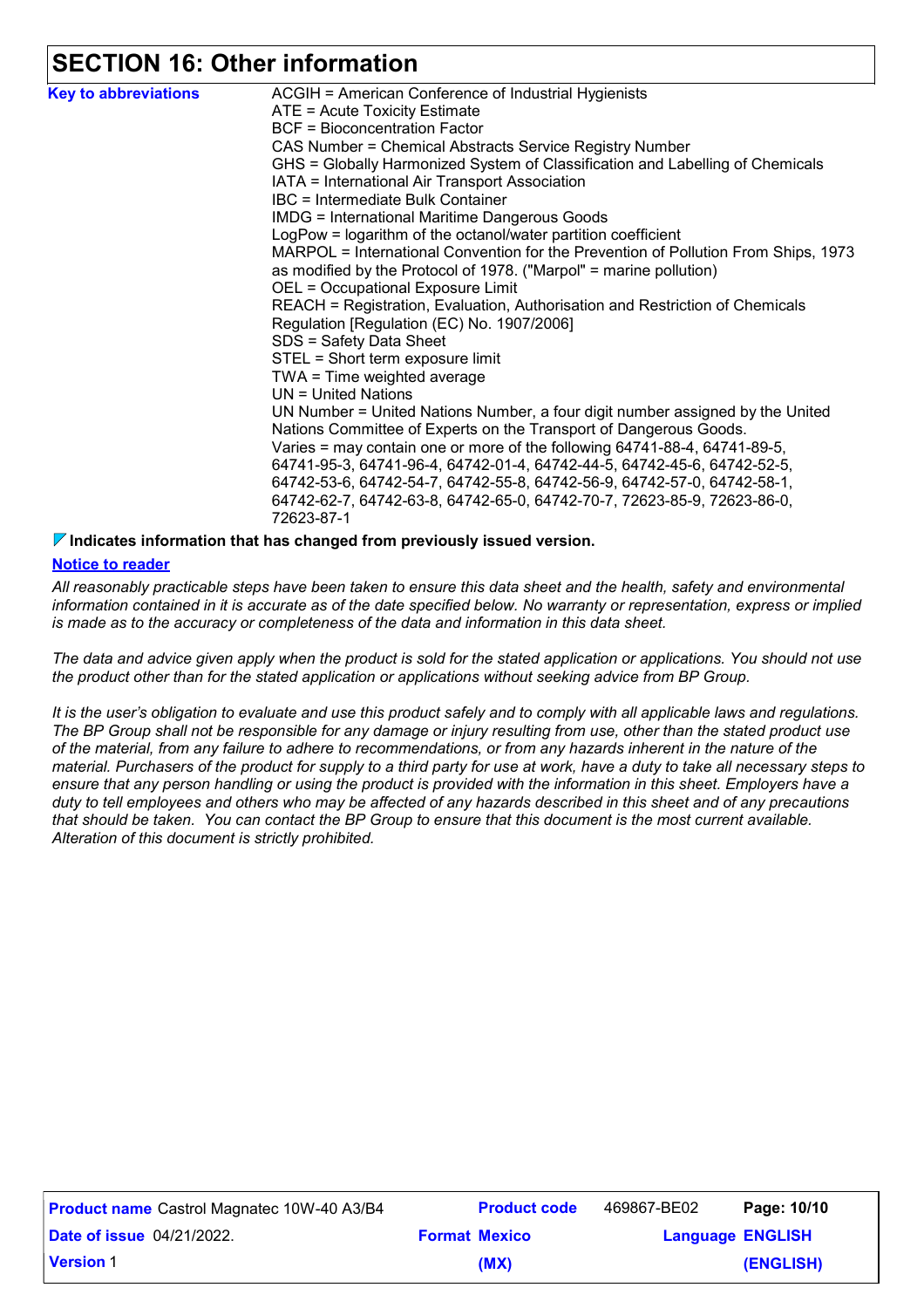# SECTION 16: Other information

**Key to abbreviations**

ACGIH = American Conference of Industrial Hygienists
ATE = Acute Toxicity Estimate
BCF = Bioconcentration Factor
CAS Number = Chemical Abstracts Service Registry Number
GHS = Globally Harmonized System of Classification and Labelling of Chemicals
IATA = International Air Transport Association
IBC = Intermediate Bulk Container
IMDG = International Maritime Dangerous Goods
LogPow = logarithm of the octanol/water partition coefficient
MARPOL = International Convention for the Prevention of Pollution From Ships, 1973 as modified by the Protocol of 1978. ("Marpol" = marine pollution)
OEL = Occupational Exposure Limit
REACH = Registration, Evaluation, Authorisation and Restriction of Chemicals Regulation [Regulation (EC) No. 1907/2006]
SDS = Safety Data Sheet
STEL = Short term exposure limit
TWA = Time weighted average
UN = United Nations
UN Number = United Nations Number, a four digit number assigned by the United Nations Committee of Experts on the Transport of Dangerous Goods.
Varies = may contain one or more of the following 64741-88-4, 64741-89-5, 64741-95-3, 64741-96-4, 64742-01-4, 64742-44-5, 64742-45-6, 64742-52-5, 64742-53-6, 64742-54-7, 64742-55-8, 64742-56-9, 64742-57-0, 64742-58-1, 64742-62-7, 64742-63-8, 64742-65-0, 64742-70-7, 72623-85-9, 72623-86-0, 72623-87-1

**Indicates information that has changed from previously issued version.**

**Notice to reader**

*All reasonably practicable steps have been taken to ensure this data sheet and the health, safety and environmental information contained in it is accurate as of the date specified below. No warranty or representation, express or implied is made as to the accuracy or completeness of the data and information in this data sheet.*

*The data and advice given apply when the product is sold for the stated application or applications. You should not use the product other than for the stated application or applications without seeking advice from BP Group.*

*It is the user's obligation to evaluate and use this product safely and to comply with all applicable laws and regulations. The BP Group shall not be responsible for any damage or injury resulting from use, other than the stated product use of the material, from any failure to adhere to recommendations, or from any hazards inherent in the nature of the material. Purchasers of the product for supply to a third party for use at work, have a duty to take all necessary steps to ensure that any person handling or using the product is provided with the information in this sheet. Employers have a duty to tell employees and others who may be affected of any hazards described in this sheet and of any precautions that should be taken. You can contact the BP Group to ensure that this document is the most current available. Alteration of this document is strictly prohibited.*